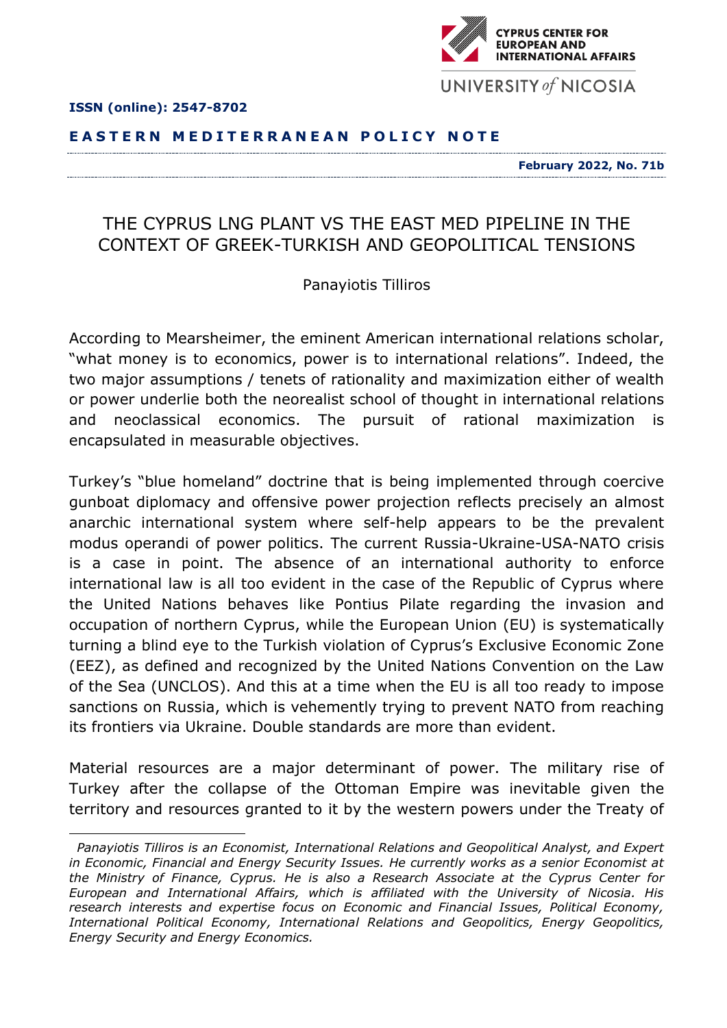**ISSN (online): 2547-8702**

**EASTERN MEDITERRANEAN POLICY NOTE**

**February 2022, No. 71b**

# THE CYPRUS LNG PLANT VS THE EAST MED PIPELINE IN THE CONTEXT OF GREEK-TURKISH AND GEOPOLITICAL TENSIONS

Panayiotis Tilliros

According to Mearsheimer, the eminent American international relations scholar, "what money is to economics, power is to international relations". Indeed, the two major assumptions / tenets of rationality and maximization either of wealth or power underlie both the neorealist school of thought in international relations and neoclassical economics. The pursuit of rational maximization is encapsulated in measurable objectives.

Turkey's "blue homeland" doctrine that is being implemented through coercive gunboat diplomacy and offensive power projection reflects precisely an almost anarchic international system where self-help appears to be the prevalent modus operandi of power politics. The current Russia-Ukraine-USA-NATO crisis is a case in point. The absence of an international authority to enforce international law is all too evident in the case of the Republic of Cyprus where the United Nations behaves like Pontius Pilate regarding the invasion and occupation of northern Cyprus, while the European Union (EU) is systematically turning a blind eye to the Turkish violation of Cyprus's Exclusive Economic Zone (EEZ), as defined and recognized by the United Nations Convention on the Law of the Sea (UNCLOS). And this at a time when the EU is all too ready to impose sanctions on Russia, which is vehemently trying to prevent NATO from reaching its frontiers via Ukraine. Double standards are more than evident.

Material resources are a major determinant of power. The military rise of Turkey after the collapse of the Ottoman Empire was inevitable given the territory and resources granted to it by the western powers under the Treaty of

*Panayiotis Tilliros is an Economist, International Relations and Geopolitical Analyst, and Expert in Economic, Financial and Energy Security Issues. He currently works as a senior Economist at the Ministry of Finance, Cyprus. He is also a Research Associate at the Cyprus Center for European and International Affairs, which is affiliated with the University of Nicosia. His research interests and expertise focus on Economic and Financial Issues, Political Economy, International Political Economy, International Relations and Geopolitics, Energy Geopolitics, Energy Security and Energy Economics.*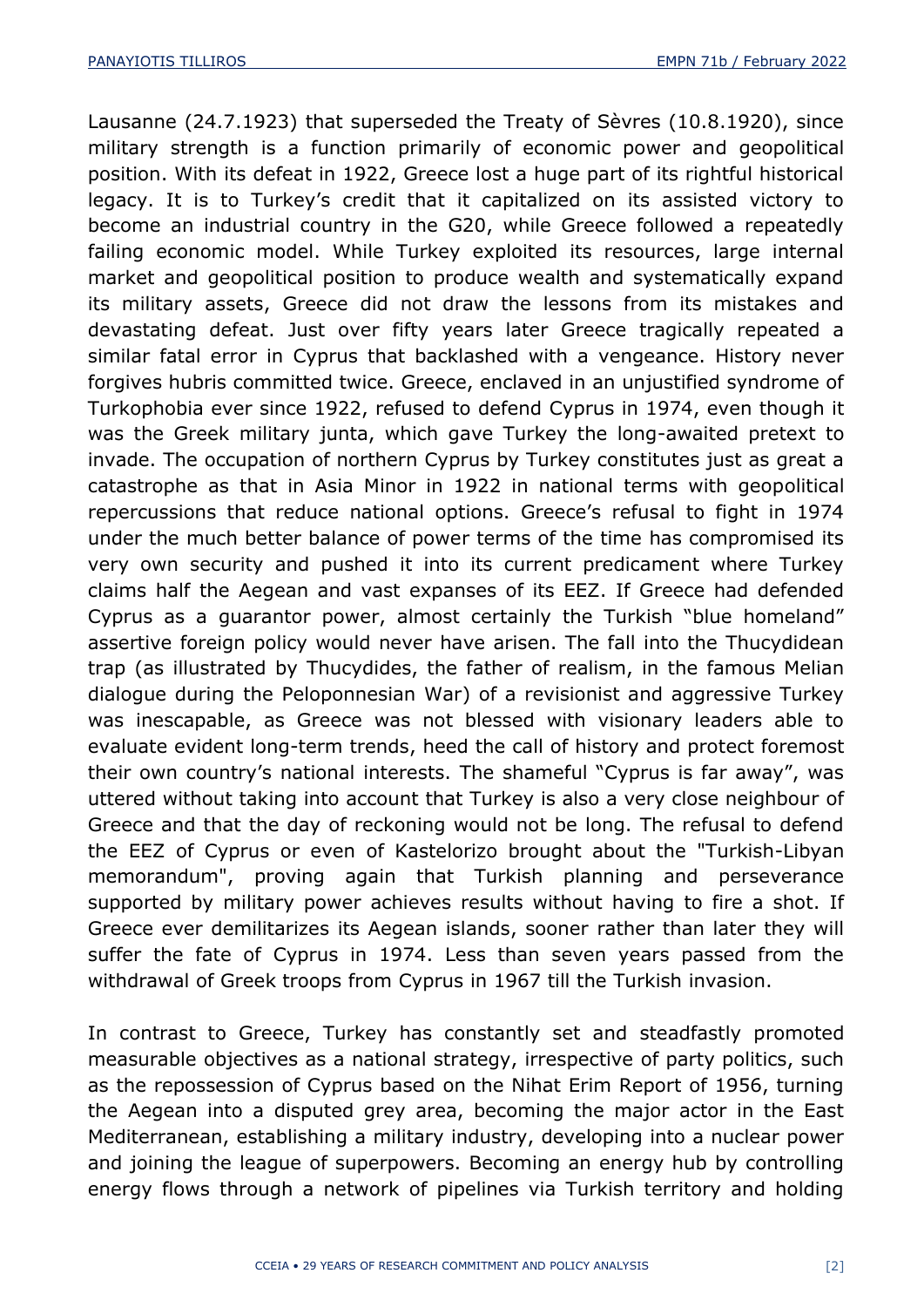Lausanne (24.7.1923) that superseded the Treaty of Sèvres (10.8.1920), since military strength is a function primarily of economic power and geopolitical position. With its defeat in 1922, Greece lost a huge part of its rightful historical legacy. It is to Turkey's credit that it capitalized on its assisted victory to become an industrial country in the G20, while Greece followed a repeatedly failing economic model. While Turkey exploited its resources, large internal market and geopolitical position to produce wealth and systematically expand its military assets, Greece did not draw the lessons from its mistakes and devastating defeat. Just over fifty years later Greece tragically repeated a similar fatal error in Cyprus that backlashed with a vengeance. History never forgives hubris committed twice. Greece, enclaved in an unjustified syndrome of Turkophobia ever since 1922, refused to defend Cyprus in 1974, even though it was the Greek military junta, which gave Turkey the long-awaited pretext to invade. The occupation of northern Cyprus by Turkey constitutes just as great a catastrophe as that in Asia Minor in 1922 in national terms with geopolitical repercussions that reduce national options. Greece's refusal to fight in 1974 under the much better balance of power terms of the time has compromised its very own security and pushed it into its current predicament where Turkey claims half the Aegean and vast expanses of its EEZ. If Greece had defended Cyprus as a guarantor power, almost certainly the Turkish "blue homeland" assertive foreign policy would never have arisen. The fall into the Thucydidean trap (as illustrated by Thucydides, the father of realism, in the famous Melian dialogue during the Peloponnesian War) of a revisionist and aggressive Turkey was inescapable, as Greece was not blessed with visionary leaders able to evaluate evident long-term trends, heed the call of history and protect foremost their own country's national interests. The shameful "Cyprus is far away", was uttered without taking into account that Turkey is also a very close neighbour of Greece and that the day of reckoning would not be long. The refusal to defend the EEZ of Cyprus or even of Kastelorizo brought about the "Turkish-Libyan memorandum", proving again that Turkish planning and perseverance supported by military power achieves results without having to fire a shot. If Greece ever demilitarizes its Aegean islands, sooner rather than later they will suffer the fate of Cyprus in 1974. Less than seven years passed from the withdrawal of Greek troops from Cyprus in 1967 till the Turkish invasion.

In contrast to Greece, Turkey has constantly set and steadfastly promoted measurable objectives as a national strategy, irrespective of party politics, such as the repossession of Cyprus based on the Nihat Erim Report of 1956, turning the Aegean into a disputed grey area, becoming the major actor in the East Mediterranean, establishing a military industry, developing into a nuclear power and joining the league of superpowers. Becoming an energy hub by controlling energy flows through a network of pipelines via Turkish territory and holding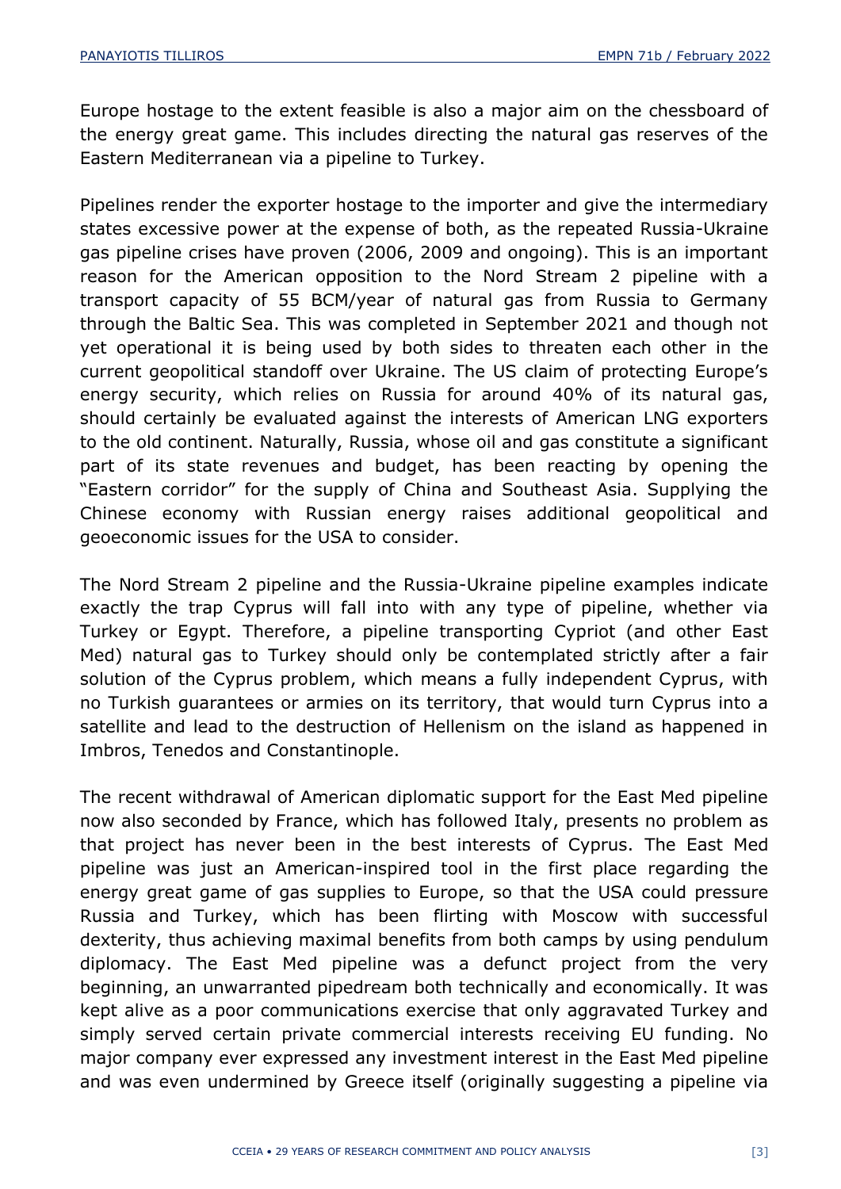Europe hostage to the extent feasible is also a major aim on the chessboard of the energy great game. This includes directing the natural gas reserves of the Eastern Mediterranean via a pipeline to Turkey.

Pipelines render the exporter hostage to the importer and give the intermediary states excessive power at the expense of both, as the repeated Russia-Ukraine gas pipeline crises have proven (2006, 2009 and ongoing). This is an important reason for the American opposition to the Nord Stream 2 pipeline with a transport capacity of 55 BCM/year of natural gas from Russia to Germany through the Baltic Sea. This was completed in September 2021 and though not yet operational it is being used by both sides to threaten each other in the current geopolitical standoff over Ukraine. The US claim of protecting Europe's energy security, which relies on Russia for around 40% of its natural gas, should certainly be evaluated against the interests of American LNG exporters to the old continent. Naturally, Russia, whose oil and gas constitute a significant part of its state revenues and budget, has been reacting by opening the "Eastern corridor" for the supply of China and Southeast Asia. Supplying the Chinese economy with Russian energy raises additional geopolitical and geoeconomic issues for the USA to consider.

The Nord Stream 2 pipeline and the Russia-Ukraine pipeline examples indicate exactly the trap Cyprus will fall into with any type of pipeline, whether via Turkey or Egypt. Therefore, a pipeline transporting Cypriot (and other East Med) natural gas to Turkey should only be contemplated strictly after a fair solution of the Cyprus problem, which means a fully independent Cyprus, with no Turkish guarantees or armies on its territory, that would turn Cyprus into a satellite and lead to the destruction of Hellenism on the island as happened in Imbros, Tenedos and Constantinople.

The recent withdrawal of American diplomatic support for the East Med pipeline now also seconded by France, which has followed Italy, presents no problem as that project has never been in the best interests of Cyprus. The East Med pipeline was just an American-inspired tool in the first place regarding the energy great game of gas supplies to Europe, so that the USA could pressure Russia and Turkey, which has been flirting with Moscow with successful dexterity, thus achieving maximal benefits from both camps by using pendulum diplomacy. The East Med pipeline was a defunct project from the very beginning, an unwarranted pipedream both technically and economically. It was kept alive as a poor communications exercise that only aggravated Turkey and simply served certain private commercial interests receiving EU funding. No major company ever expressed any investment interest in the East Med pipeline and was even undermined by Greece itself (originally suggesting a pipeline via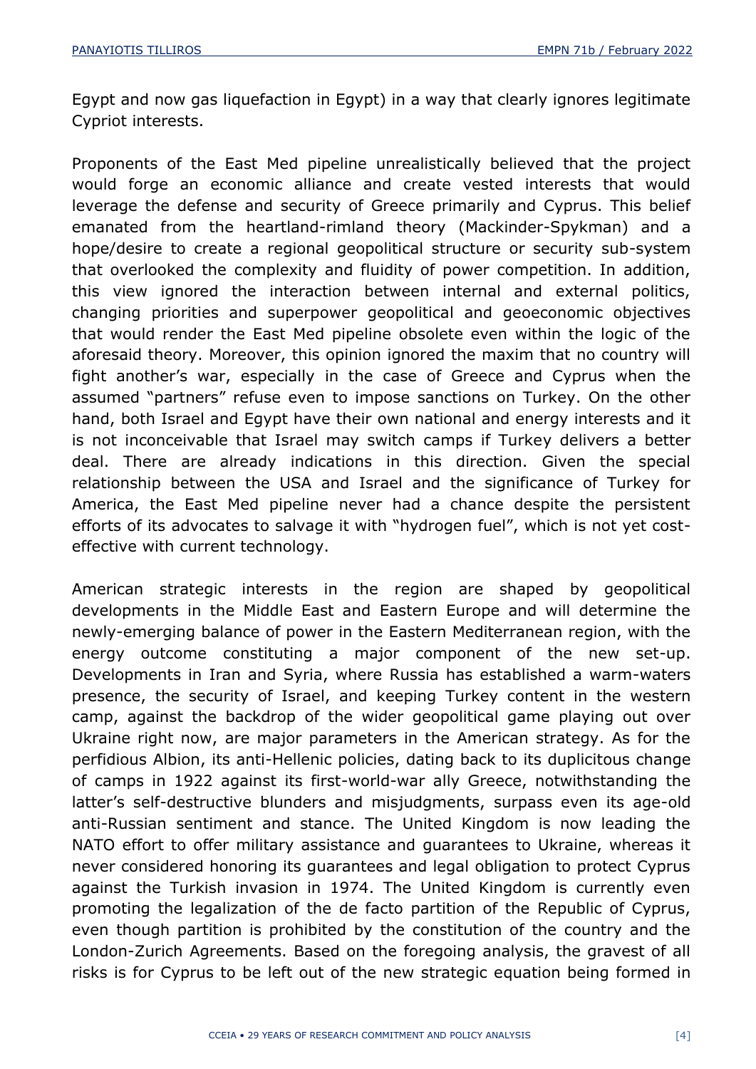Egypt and now gas liquefaction in Egypt) in a way that clearly ignores legitimate Cypriot interests.

Proponents of the East Med pipeline unrealistically believed that the project would forge an economic alliance and create vested interests that would leverage the defense and security of Greece primarily and Cyprus. This belief emanated from the heartland-rimland theory (Mackinder-Spykman) and a hope/desire to create a regional geopolitical structure or security sub-system that overlooked the complexity and fluidity of power competition. In addition, this view ignored the interaction between internal and external politics, changing priorities and superpower geopolitical and geoeconomic objectives that would render the East Med pipeline obsolete even within the logic of the aforesaid theory. Moreover, this opinion ignored the maxim that no country will fight another's war, especially in the case of Greece and Cyprus when the assumed "partners" refuse even to impose sanctions on Turkey. On the other hand, both Israel and Egypt have their own national and energy interests and it is not inconceivable that Israel may switch camps if Turkey delivers a better deal. There are already indications in this direction. Given the special relationship between the USA and Israel and the significance of Turkey for America, the East Med pipeline never had a chance despite the persistent efforts of its advocates to salvage it with "hydrogen fuel", which is not yet cost-effective with current technology.

American strategic interests in the region are shaped by geopolitical developments in the Middle East and Eastern Europe and will determine the newly-emerging balance of power in the Eastern Mediterranean region, with the energy outcome constituting a major component of the new set-up. Developments in Iran and Syria, where Russia has established a warm-waters presence, the security of Israel, and keeping Turkey content in the western camp, against the backdrop of the wider geopolitical game playing out over Ukraine right now, are major parameters in the American strategy. As for the perfidious Albion, its anti-Hellenic policies, dating back to its duplicitous change of camps in 1922 against its first-world-war ally Greece, notwithstanding the latter's self-destructive blunders and misjudgments, surpass even its age-old anti-Russian sentiment and stance. The United Kingdom is now leading the NATO effort to offer military assistance and guarantees to Ukraine, whereas it never considered honoring its guarantees and legal obligation to protect Cyprus against the Turkish invasion in 1974. The United Kingdom is currently even promoting the legalization of the de facto partition of the Republic of Cyprus, even though partition is prohibited by the constitution of the country and the London-Zurich Agreements. Based on the foregoing analysis, the gravest of all risks is for Cyprus to be left out of the new strategic equation being formed in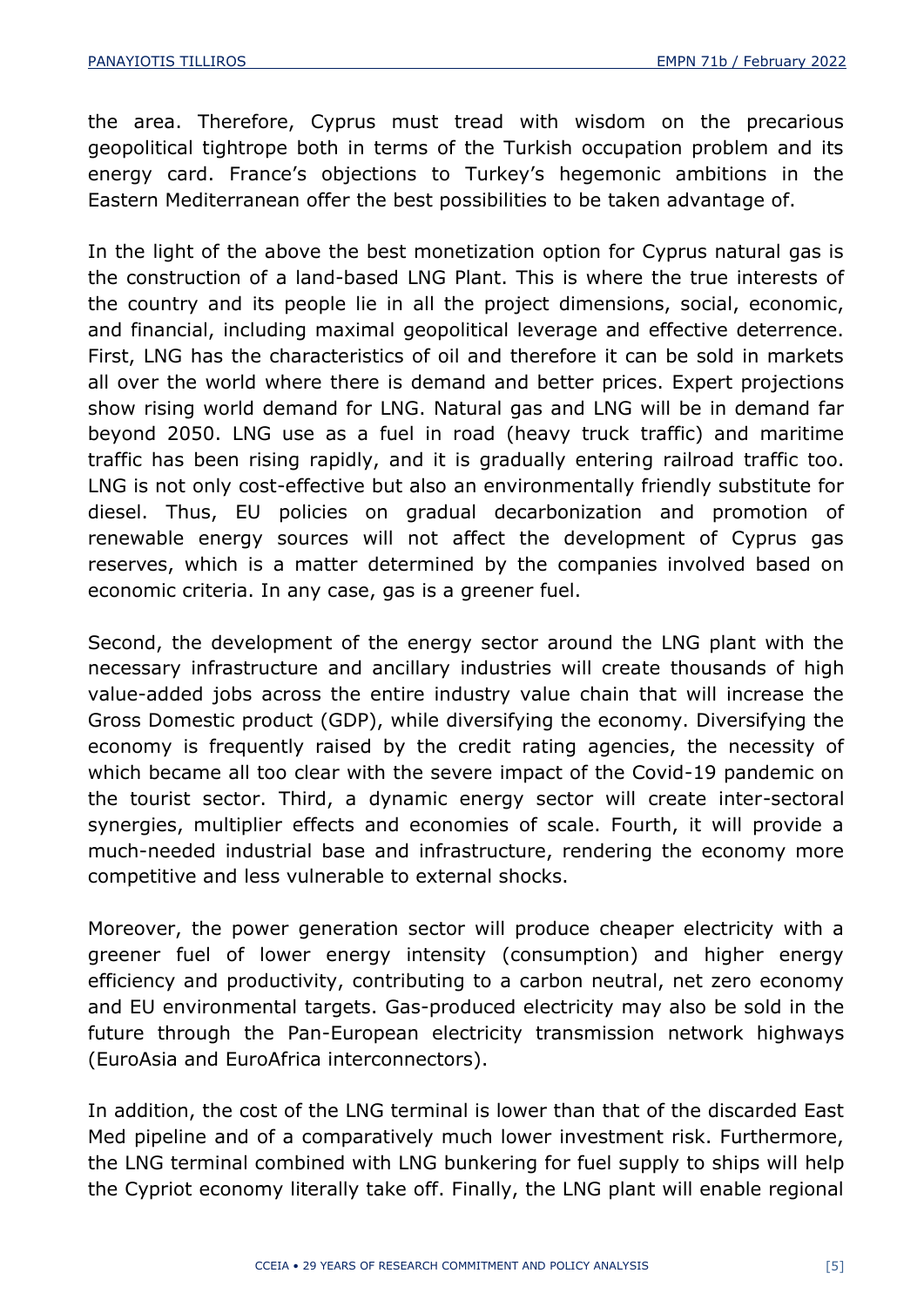the area. Therefore, Cyprus must tread with wisdom on the precarious geopolitical tightrope both in terms of the Turkish occupation problem and its energy card. France's objections to Turkey's hegemonic ambitions in the Eastern Mediterranean offer the best possibilities to be taken advantage of.

In the light of the above the best monetization option for Cyprus natural gas is the construction of a land-based LNG Plant. This is where the true interests of the country and its people lie in all the project dimensions, social, economic, and financial, including maximal geopolitical leverage and effective deterrence. First, LNG has the characteristics of oil and therefore it can be sold in markets all over the world where there is demand and better prices. Expert projections show rising world demand for LNG. Natural gas and LNG will be in demand far beyond 2050. LNG use as a fuel in road (heavy truck traffic) and maritime traffic has been rising rapidly, and it is gradually entering railroad traffic too. LNG is not only cost-effective but also an environmentally friendly substitute for diesel. Thus, EU policies on gradual decarbonization and promotion of renewable energy sources will not affect the development of Cyprus gas reserves, which is a matter determined by the companies involved based on economic criteria. In any case, gas is a greener fuel.

Second, the development of the energy sector around the LNG plant with the necessary infrastructure and ancillary industries will create thousands of high value-added jobs across the entire industry value chain that will increase the Gross Domestic product (GDP), while diversifying the economy. Diversifying the economy is frequently raised by the credit rating agencies, the necessity of which became all too clear with the severe impact of the Covid-19 pandemic on the tourist sector. Third, a dynamic energy sector will create inter-sectoral synergies, multiplier effects and economies of scale. Fourth, it will provide a much-needed industrial base and infrastructure, rendering the economy more competitive and less vulnerable to external shocks.

Moreover, the power generation sector will produce cheaper electricity with a greener fuel of lower energy intensity (consumption) and higher energy efficiency and productivity, contributing to a carbon neutral, net zero economy and EU environmental targets. Gas-produced electricity may also be sold in the future through the Pan-European electricity transmission network highways (EuroAsia and EuroAfrica interconnectors).

In addition, the cost of the LNG terminal is lower than that of the discarded East Med pipeline and of a comparatively much lower investment risk. Furthermore, the LNG terminal combined with LNG bunkering for fuel supply to ships will help the Cypriot economy literally take off. Finally, the LNG plant will enable regional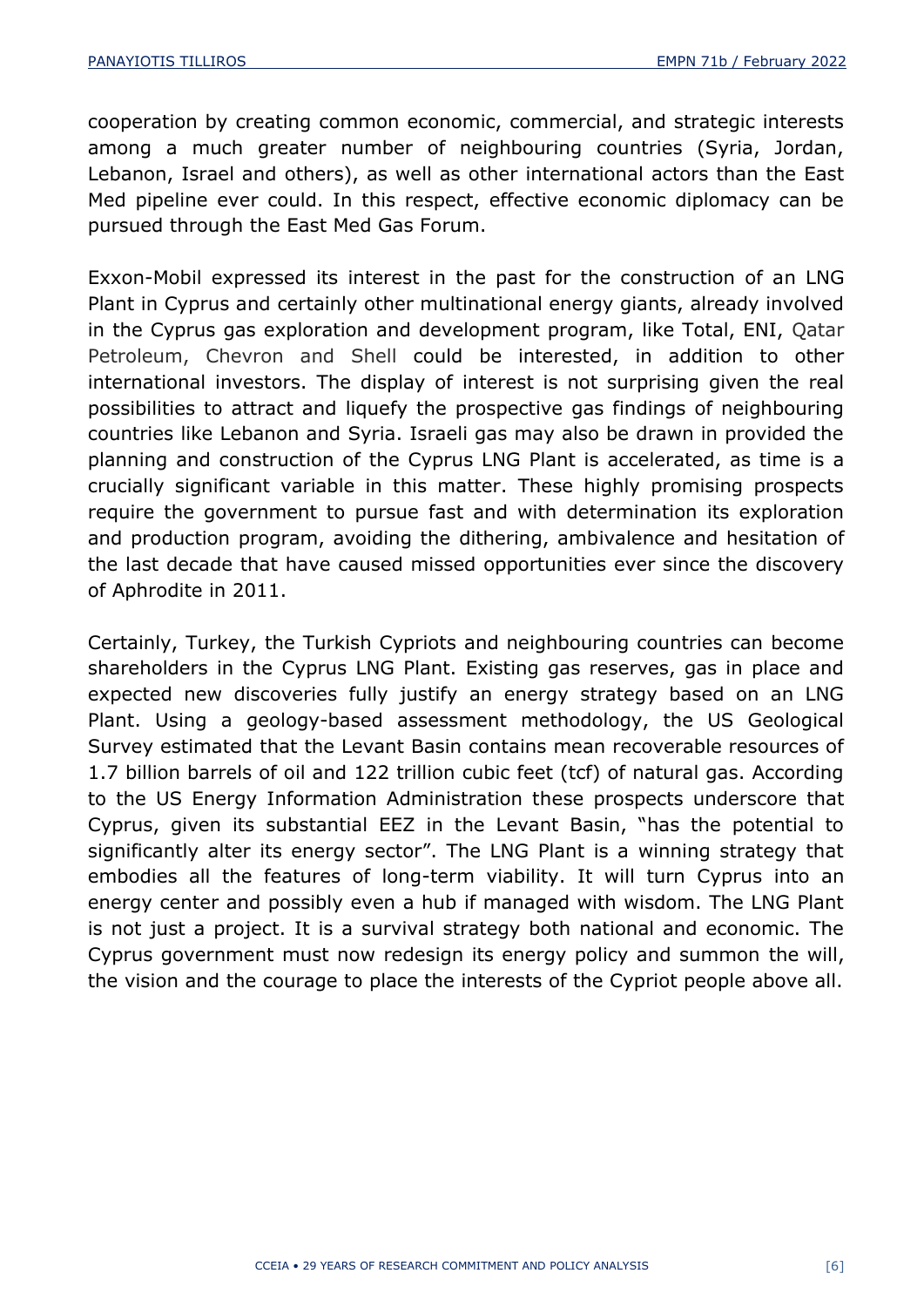cooperation by creating common economic, commercial, and strategic interests among a much greater number of neighbouring countries (Syria, Jordan, Lebanon, Israel and others), as well as other international actors than the East Med pipeline ever could. In this respect, effective economic diplomacy can be pursued through the East Med Gas Forum.

Exxon-Mobil expressed its interest in the past for the construction of an LNG Plant in Cyprus and certainly other multinational energy giants, already involved in the Cyprus gas exploration and development program, like Total, ENI, Qatar Petroleum, Chevron and Shell could be interested, in addition to other international investors. The display of interest is not surprising given the real possibilities to attract and liquefy the prospective gas findings of neighbouring countries like Lebanon and Syria. Israeli gas may also be drawn in provided the planning and construction of the Cyprus LNG Plant is accelerated, as time is a crucially significant variable in this matter. These highly promising prospects require the government to pursue fast and with determination its exploration and production program, avoiding the dithering, ambivalence and hesitation of the last decade that have caused missed opportunities ever since the discovery of Aphrodite in 2011.

Certainly, Turkey, the Turkish Cypriots and neighbouring countries can become shareholders in the Cyprus LNG Plant. Existing gas reserves, gas in place and expected new discoveries fully justify an energy strategy based on an LNG Plant. Using a geology-based assessment methodology, the US Geological Survey estimated that the Levant Basin contains mean recoverable resources of 1.7 billion barrels of oil and 122 trillion cubic feet (tcf) of natural gas. According to the US Energy Information Administration these prospects underscore that Cyprus, given its substantial EEZ in the Levant Basin, "has the potential to significantly alter its energy sector". The LNG Plant is a winning strategy that embodies all the features of long-term viability. It will turn Cyprus into an energy center and possibly even a hub if managed with wisdom. The LNG Plant is not just a project. It is a survival strategy both national and economic. The Cyprus government must now redesign its energy policy and summon the will, the vision and the courage to place the interests of the Cypriot people above all.